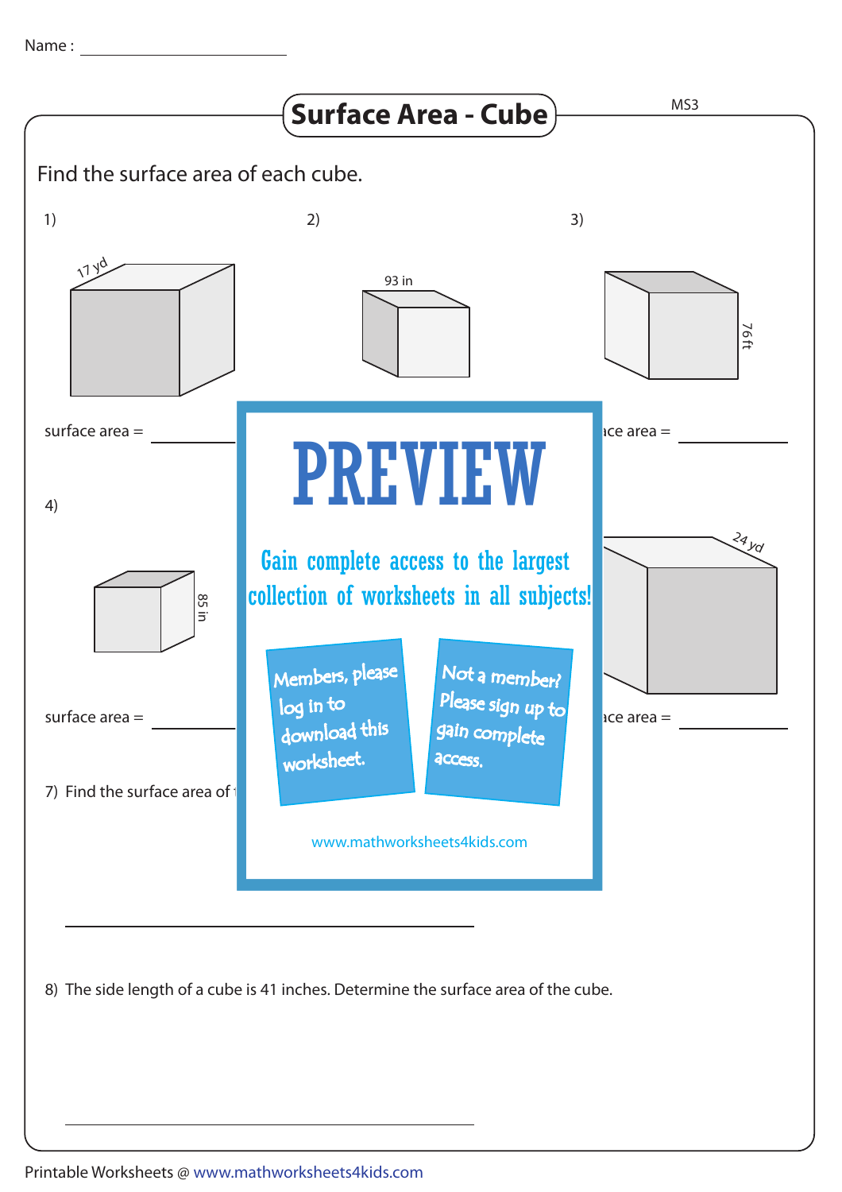Name : ____________________

# Surface Area - Cube

MS3

Find the surface area of each cube.

1) 17 yd

surface area = ____________

2) 93 in

3) 76 ft

ace area = ____________

4) 85 in

surface area = ____________

24 yd

ace area = ____________

PREVIEW

Gain complete access to the largest collection of worksheets in all subjects!

Members, please log in to download this worksheet.

Not a member? Please sign up to gain complete access.

www.mathworksheets4kids.com

7) Find the surface area of

____________________________________

8) The side length of a cube is 41 inches. Determine the surface area of the cube.

____________________________________

Printable Worksheets @ www.mathworksheets4kids.com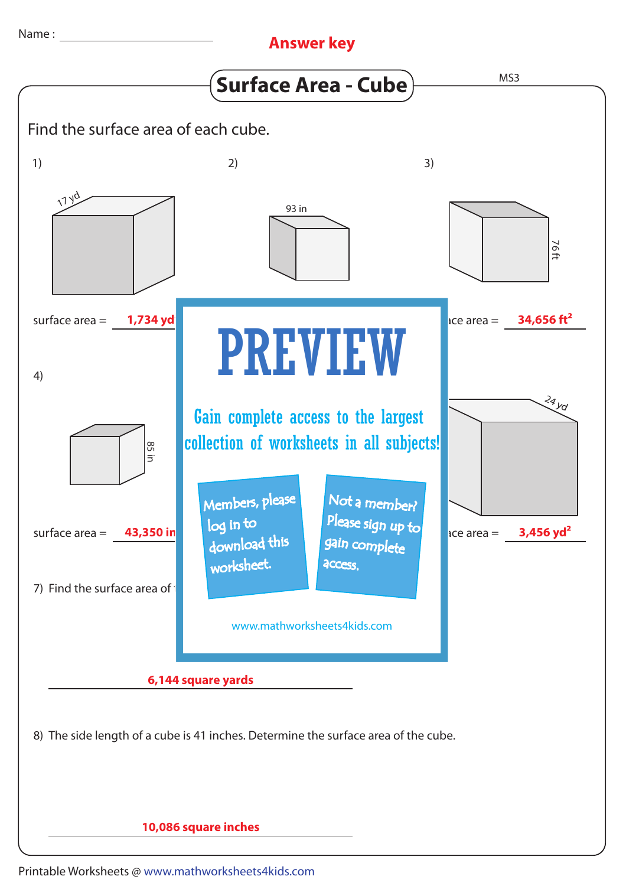Name : ____________________

**Answer key**

# Surface Area - Cube

MS3

Find the surface area of each cube.

1) 17 yd

surface area = **1,734 yd**

2) 93 in

3) 76 ft

**34,656 ft²** — ice area =

4) 85 in

surface area = **43,350 in**

24 yd

**3,456 yd²** — ice area =

**PREVIEW**

Gain complete access to the largest collection of worksheets in all subjects!

Members, please log in to download this worksheet.

Not a member? Please sign up to gain complete access.

www.mathworksheets4kids.com

7) Find the surface area of

**6,144 square yards**

8) The side length of a cube is 41 inches. Determine the surface area of the cube.

**10,086 square inches**

Printable Worksheets @ www.mathworksheets4kids.com